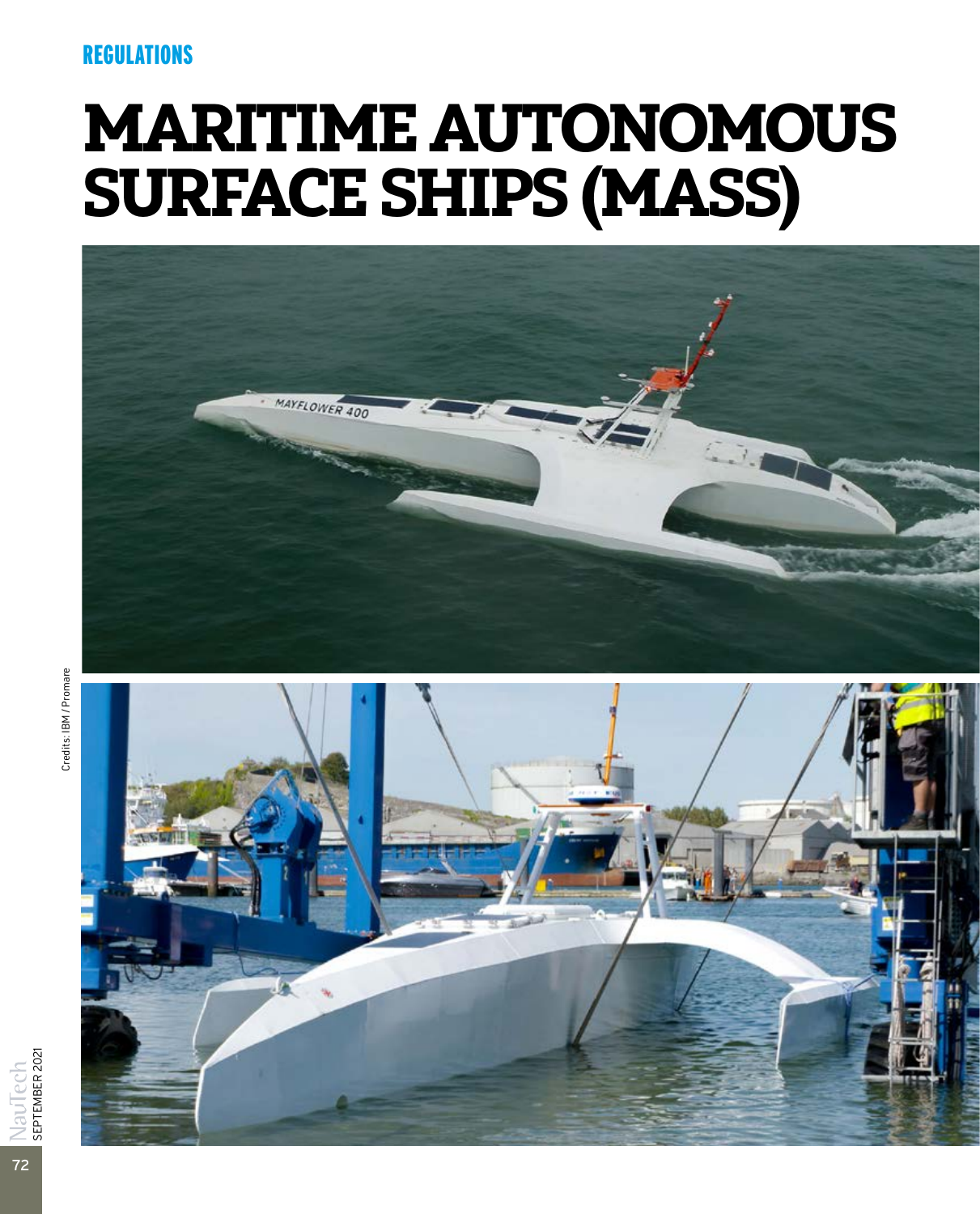REGULATIONS

# MARITIME AUTONOMOUS SURFACE SHIPS (MASS)

Credits: IBM / Promare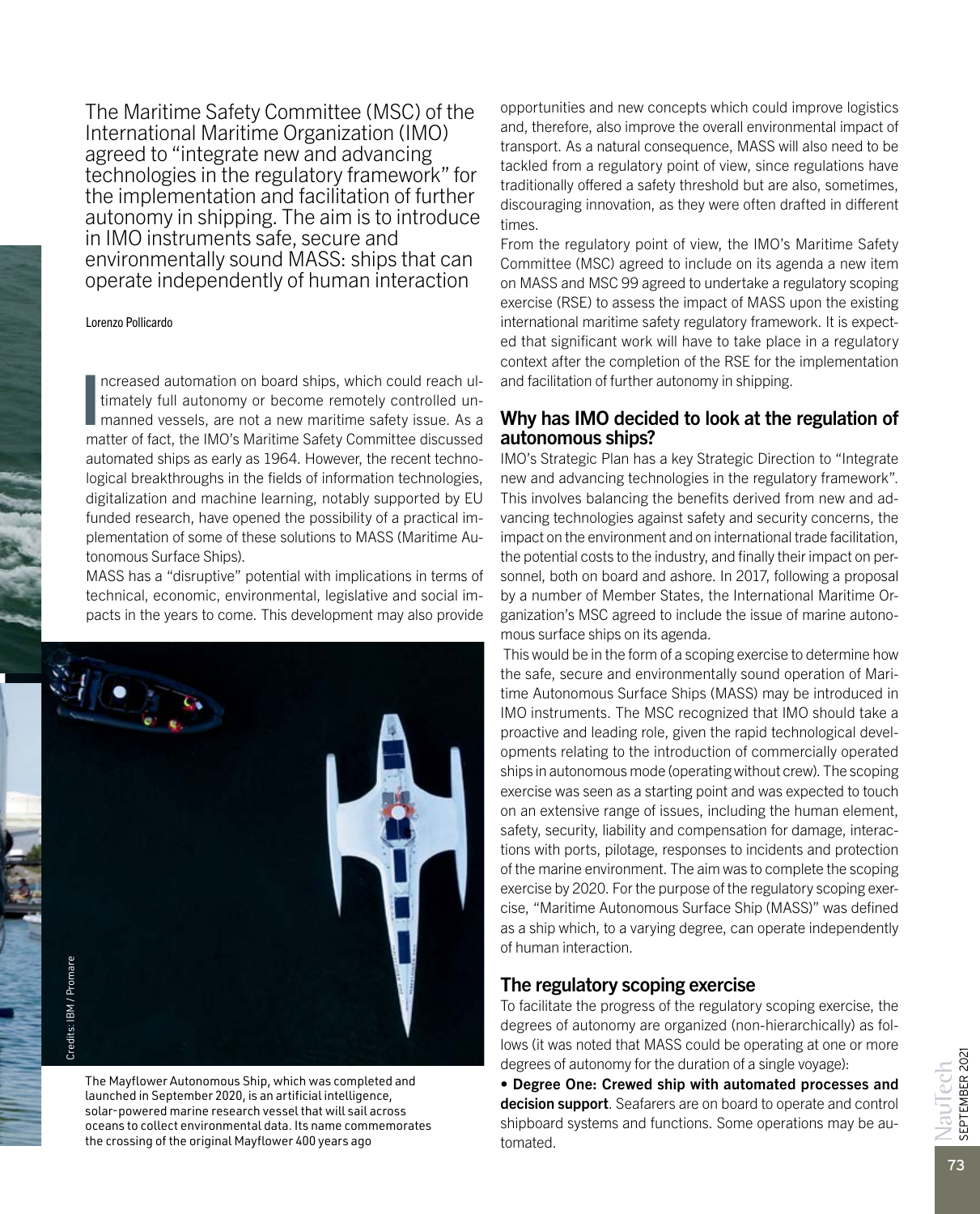The Maritime Safety Committee (MSC) of the International Maritime Organization (IMO) agreed to "integrate new and advancing technologies in the regulatory framework" for the implementation and facilitation of further autonomy in shipping. The aim is to introduce in IMO instruments safe, secure and environmentally sound MASS: ships that can operate independently of human interaction

Lorenzo Pollicardo

Increased automation on board ships, which could reach ultimately full autonomy or become remotely controlled unmanned vessels, are not a new maritime safety issue. As a matter of fact, the IMO's Maritime Safety Committee discussed automated ships as early as 1964. However, the recent technological breakthroughs in the fields of information technologies, digitalization and machine learning, notably supported by EU funded research, have opened the possibility of a practical implementation of some of these solutions to MASS (Maritime Autonomous Surface Ships).

MASS has a "disruptive" potential with implications in terms of technical, economic, environmental, legislative and social impacts in the years to come. This development may also provide opportunities and new concepts which could improve logistics and, therefore, also improve the overall environmental impact of transport. As a natural consequence, MASS will also need to be tackled from a regulatory point of view, since regulations have traditionally offered a safety threshold but are also, sometimes, discouraging innovation, as they were often drafted in different times.

From the regulatory point of view, the IMO's Maritime Safety Committee (MSC) agreed to include on its agenda a new item on MASS and MSC 99 agreed to undertake a regulatory scoping exercise (RSE) to assess the impact of MASS upon the existing international maritime safety regulatory framework. It is expected that significant work will have to take place in a regulatory context after the completion of the RSE for the implementation and facilitation of further autonomy in shipping.

Credits: IBM / Promare

The Mayflower Autonomous Ship, which was completed and launched in September 2020, is an artificial intelligence, solar-powered marine research vessel that will sail across oceans to collect environmental data. Its name commemorates the crossing of the original Mayflower 400 years ago

## Why has IMO decided to look at the regulation of autonomous ships?

IMO's Strategic Plan has a key Strategic Direction to "Integrate new and advancing technologies in the regulatory framework". This involves balancing the benefits derived from new and advancing technologies against safety and security concerns, the impact on the environment and on international trade facilitation, the potential costs to the industry, and finally their impact on personnel, both on board and ashore. In 2017, following a proposal by a number of Member States, the International Maritime Organization's MSC agreed to include the issue of marine autonomous surface ships on its agenda.

This would be in the form of a scoping exercise to determine how the safe, secure and environmentally sound operation of Maritime Autonomous Surface Ships (MASS) may be introduced in IMO instruments. The MSC recognized that IMO should take a proactive and leading role, given the rapid technological developments relating to the introduction of commercially operated ships in autonomous mode (operating without crew). The scoping exercise was seen as a starting point and was expected to touch on an extensive range of issues, including the human element, safety, security, liability and compensation for damage, interactions with ports, pilotage, responses to incidents and protection of the marine environment. The aim was to complete the scoping exercise by 2020. For the purpose of the regulatory scoping exercise, "Maritime Autonomous Surface Ship (MASS)" was defined as a ship which, to a varying degree, can operate independently of human interaction.

## The regulatory scoping exercise

To facilitate the progress of the regulatory scoping exercise, the degrees of autonomy are organized (non-hierarchically) as follows (it was noted that MASS could be operating at one or more degrees of autonomy for the duration of a single voyage):

- **Degree One: Crewed ship with automated processes and decision support**. Seafarers are on board to operate and control shipboard systems and functions. Some operations may be automated.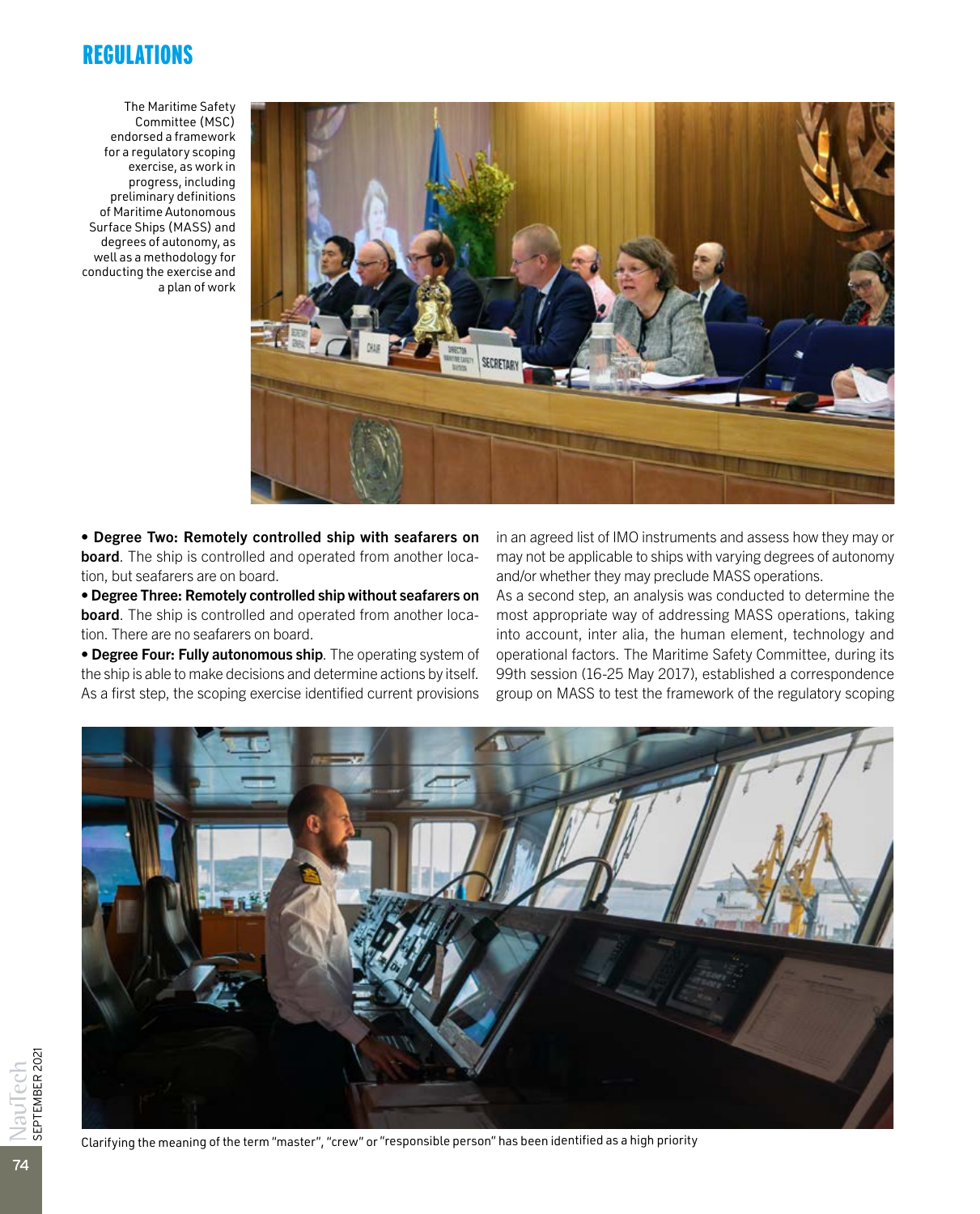## REGULATIONS

The Maritime Safety Committee (MSC) endorsed a framework for a regulatory scoping exercise, as work in progress, including preliminary definitions of Maritime Autonomous Surface Ships (MASS) and degrees of autonomy, as well as a methodology for conducting the exercise and a plan of work

- **Degree Two: Remotely controlled ship with seafarers on board**. The ship is controlled and operated from another location, but seafarers are on board.
- **Degree Three: Remotely controlled ship without seafarers on board**. The ship is controlled and operated from another location. There are no seafarers on board.
- **Degree Four: Fully autonomous ship**. The operating system of the ship is able to make decisions and determine actions by itself.

As a first step, the scoping exercise identified current provisions in an agreed list of IMO instruments and assess how they may or may not be applicable to ships with varying degrees of autonomy and/or whether they may preclude MASS operations.

As a second step, an analysis was conducted to determine the most appropriate way of addressing MASS operations, taking into account, inter alia, the human element, technology and operational factors. The Maritime Safety Committee, during its 99th session (16-25 May 2017), established a correspondence group on MASS to test the framework of the regulatory scoping

Clarifying the meaning of the term "master", "crew" or "responsible person" has been identified as a high priority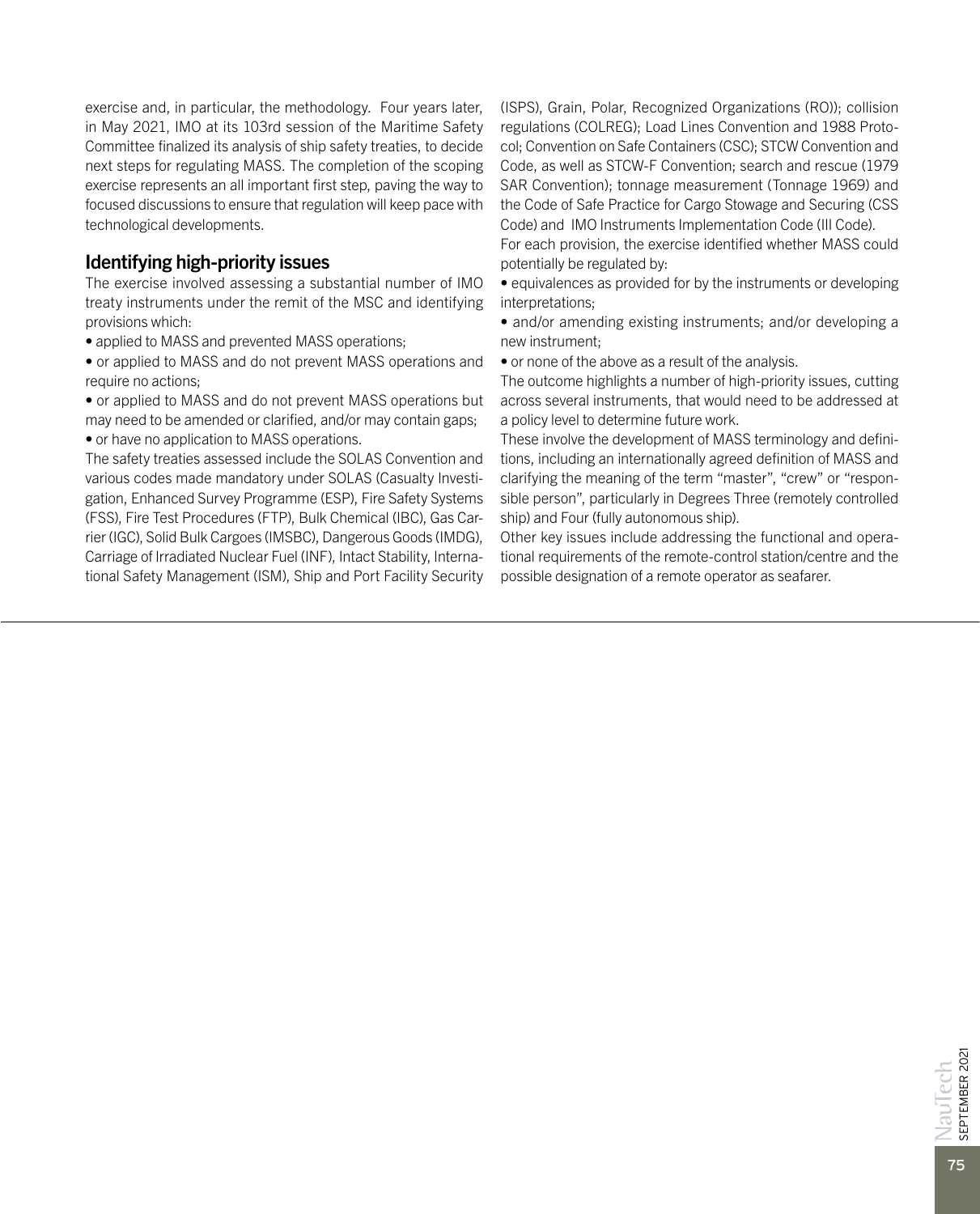exercise and, in particular, the methodology. Four years later, in May 2021, IMO at its 103rd session of the Maritime Safety Committee finalized its analysis of ship safety treaties, to decide next steps for regulating MASS. The completion of the scoping exercise represents an all important first step, paving the way to focused discussions to ensure that regulation will keep pace with technological developments.

## Identifying high-priority issues

The exercise involved assessing a substantial number of IMO treaty instruments under the remit of the MSC and identifying provisions which:

- applied to MASS and prevented MASS operations;
- or applied to MASS and do not prevent MASS operations and require no actions;
- or applied to MASS and do not prevent MASS operations but may need to be amended or clarified, and/or may contain gaps;
- or have no application to MASS operations.

The safety treaties assessed include the SOLAS Convention and various codes made mandatory under SOLAS (Casualty Investigation, Enhanced Survey Programme (ESP), Fire Safety Systems (FSS), Fire Test Procedures (FTP), Bulk Chemical (IBC), Gas Carrier (IGC), Solid Bulk Cargoes (IMSBC), Dangerous Goods (IMDG), Carriage of Irradiated Nuclear Fuel (INF), Intact Stability, International Safety Management (ISM), Ship and Port Facility Security (ISPS), Grain, Polar, Recognized Organizations (RO)); collision regulations (COLREG); Load Lines Convention and 1988 Protocol; Convention on Safe Containers (CSC); STCW Convention and Code, as well as STCW-F Convention; search and rescue (1979 SAR Convention); tonnage measurement (Tonnage 1969) and the Code of Safe Practice for Cargo Stowage and Securing (CSS Code) and IMO Instruments Implementation Code (III Code).

For each provision, the exercise identified whether MASS could potentially be regulated by:

- equivalences as provided for by the instruments or developing interpretations;
- and/or amending existing instruments; and/or developing a new instrument;
- or none of the above as a result of the analysis.

The outcome highlights a number of high-priority issues, cutting across several instruments, that would need to be addressed at a policy level to determine future work.

These involve the development of MASS terminology and definitions, including an internationally agreed definition of MASS and clarifying the meaning of the term "master", "crew" or "responsible person", particularly in Degrees Three (remotely controlled ship) and Four (fully autonomous ship).

Other key issues include addressing the functional and operational requirements of the remote-control station/centre and the possible designation of a remote operator as seafarer.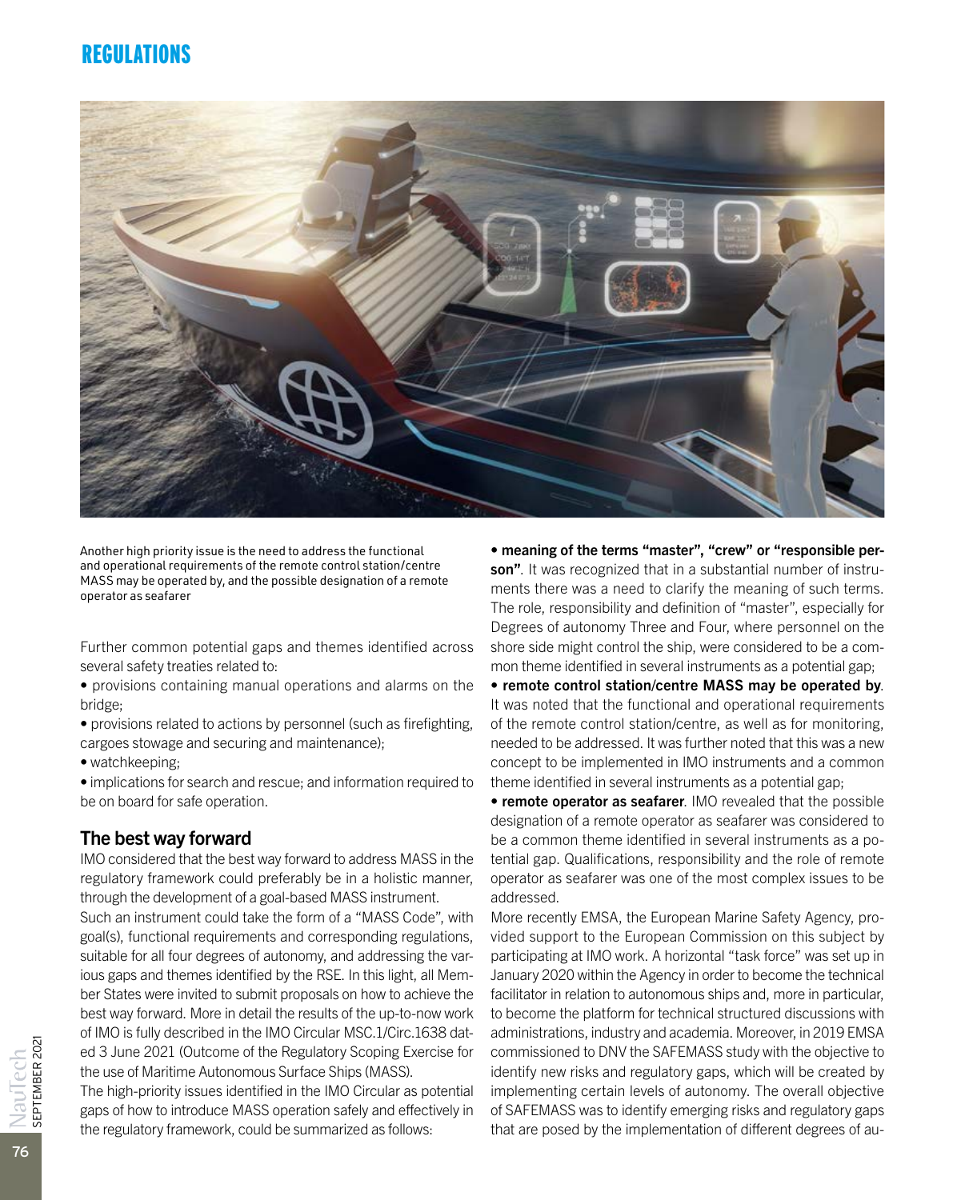Another high priority issue is the need to address the functional and operational requirements of the remote control station/centre MASS may be operated by, and the possible designation of a remote operator as seafarer

Further common potential gaps and themes identified across several safety treaties related to:

- provisions containing manual operations and alarms on the bridge;
- provisions related to actions by personnel (such as firefighting, cargoes stowage and securing and maintenance);
- watchkeeping;
- implications for search and rescue; and information required to be on board for safe operation.

## The best way forward

IMO considered that the best way forward to address MASS in the regulatory framework could preferably be in a holistic manner, through the development of a goal-based MASS instrument.

Such an instrument could take the form of a "MASS Code", with goal(s), functional requirements and corresponding regulations, suitable for all four degrees of autonomy, and addressing the various gaps and themes identified by the RSE. In this light, all Member States were invited to submit proposals on how to achieve the best way forward. More in detail the results of the up-to-now work of IMO is fully described in the IMO Circular MSC.1/Circ.1638 dated 3 June 2021 (Outcome of the Regulatory Scoping Exercise for the use of Maritime Autonomous Surface Ships (MASS).

The high-priority issues identified in the IMO Circular as potential gaps of how to introduce MASS operation safely and effectively in the regulatory framework, could be summarized as follows:

- **meaning of the terms "master", "crew" or "responsible person"**. It was recognized that in a substantial number of instruments there was a need to clarify the meaning of such terms. The role, responsibility and definition of "master", especially for Degrees of autonomy Three and Four, where personnel on the shore side might control the ship, were considered to be a common theme identified in several instruments as a potential gap;
- **remote control station/centre MASS may be operated by**. It was noted that the functional and operational requirements of the remote control station/centre, as well as for monitoring, needed to be addressed. It was further noted that this was a new concept to be implemented in IMO instruments and a common theme identified in several instruments as a potential gap;
- **remote operator as seafarer**. IMO revealed that the possible designation of a remote operator as seafarer was considered to be a common theme identified in several instruments as a potential gap. Qualifications, responsibility and the role of remote operator as seafarer was one of the most complex issues to be addressed.

More recently EMSA, the European Marine Safety Agency, provided support to the European Commission on this subject by participating at IMO work. A horizontal "task force" was set up in January 2020 within the Agency in order to become the technical facilitator in relation to autonomous ships and, more in particular, to become the platform for technical structured discussions with administrations, industry and academia. Moreover, in 2019 EMSA commissioned to DNV the SAFEMASS study with the objective to identify new risks and regulatory gaps, which will be created by implementing certain levels of autonomy. The overall objective of SAFEMASS was to identify emerging risks and regulatory gaps that are posed by the implementation of different degrees of au-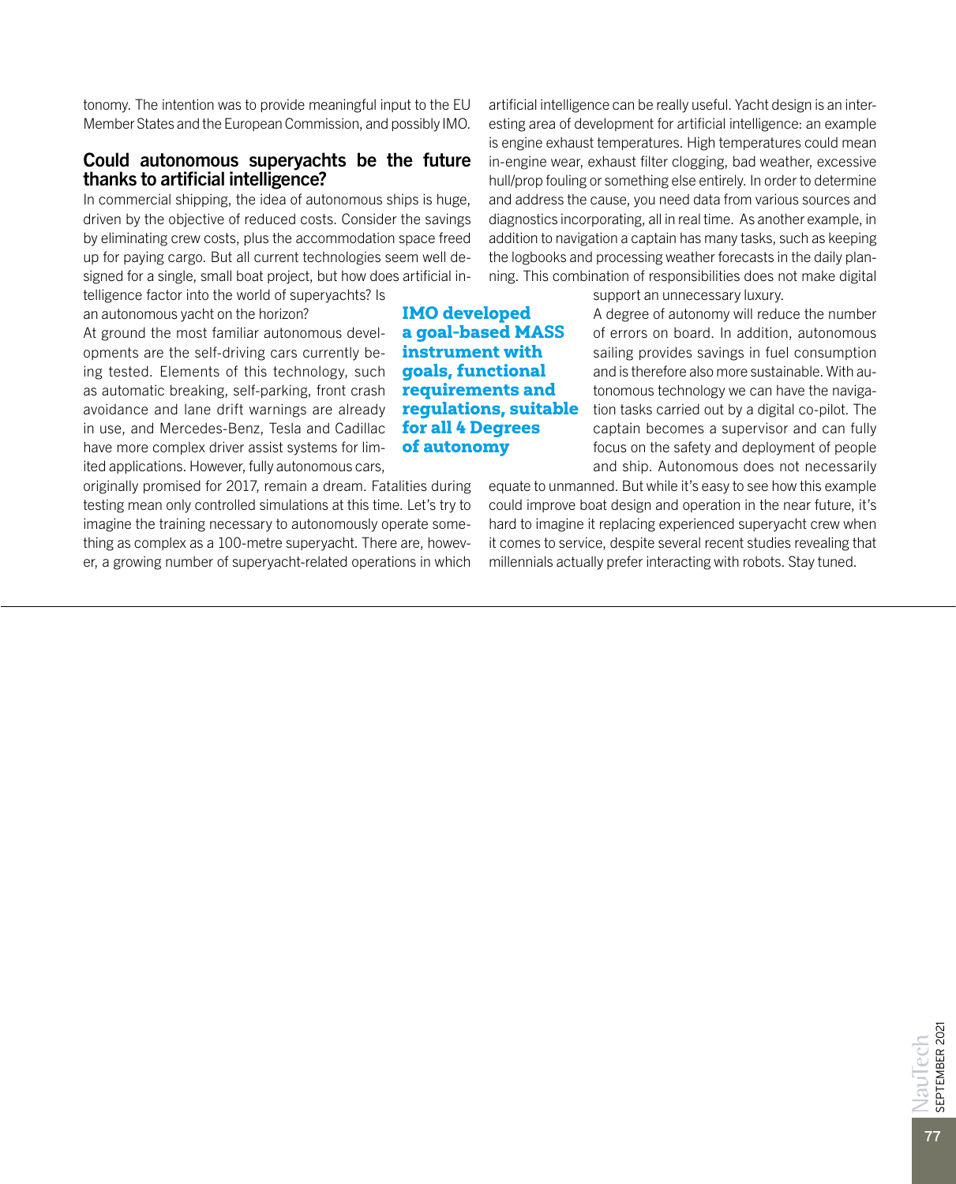tonomy. The intention was to provide meaningful input to the EU Member States and the European Commission, and possibly IMO.

## Could autonomous superyachts be the future thanks to artificial intelligence?

In commercial shipping, the idea of autonomous ships is huge, driven by the objective of reduced costs. Consider the savings by eliminating crew costs, plus the accommodation space freed up for paying cargo. But all current technologies seem well designed for a single, small boat project, but how does artificial intelligence factor into the world of superyachts? Is an autonomous yacht on the horizon?

At ground the most familiar autonomous developments are the self-driving cars currently being tested. Elements of this technology, such as automatic breaking, self-parking, front crash avoidance and lane drift warnings are already in use, and Mercedes-Benz, Tesla and Cadillac have more complex driver assist systems for limited applications. However, fully autonomous cars, originally promised for 2017, remain a dream. Fatalities during testing mean only controlled simulations at this time. Let's try to imagine the training necessary to autonomously operate something as complex as a 100-metre superyacht. There are, however, a growing number of superyacht-related operations in which artificial intelligence can be really useful. Yacht design is an interesting area of development for artificial intelligence: an example is engine exhaust temperatures. High temperatures could mean in-engine wear, exhaust filter clogging, bad weather, excessive hull/prop fouling or something else entirely. In order to determine and address the cause, you need data from various sources and diagnostics incorporating, all in real time. As another example, in addition to navigation a captain has many tasks, such as keeping the logbooks and processing weather forecasts in the daily planning. This combination of responsibilities does not make digital support an unnecessary luxury.

**IMO developed a goal-based MASS instrument with goals, functional requirements and regulations, suitable for all 4 Degrees of autonomy**

A degree of autonomy will reduce the number of errors on board. In addition, autonomous sailing provides savings in fuel consumption and is therefore also more sustainable. With autonomous technology we can have the navigation tasks carried out by a digital co-pilot. The captain becomes a supervisor and can fully focus on the safety and deployment of people and ship. Autonomous does not necessarily equate to unmanned. But while it's easy to see how this example could improve boat design and operation in the near future, it's hard to imagine it replacing experienced superyacht crew when it comes to service, despite several recent studies revealing that millennials actually prefer interacting with robots. Stay tuned.